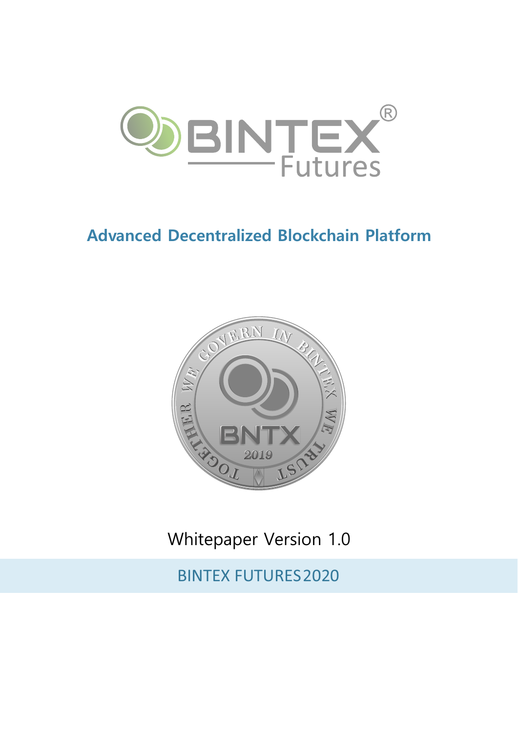# BINTEX® Futures

## Advanced Decentralized Blockchain Platform

Whitepaper Version 1.0

BINTEX FUTURES 2020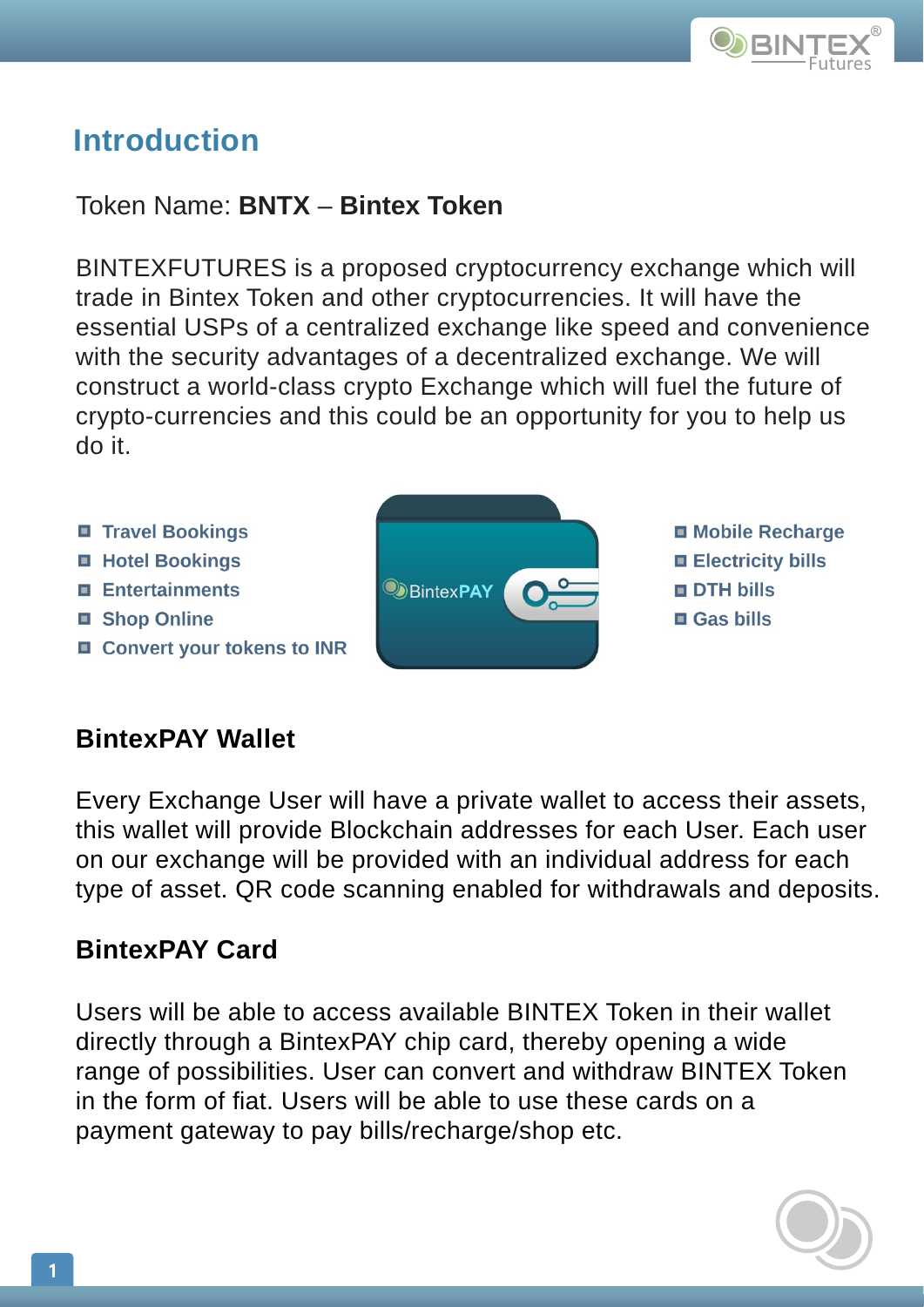## Introduction

Token Name: **BNTX** – **Bintex Token**

BINTEXFUTURES is a proposed cryptocurrency exchange which will trade in Bintex Token and other cryptocurrencies. It will have the essential USPs of a centralized exchange like speed and convenience with the security advantages of a decentralized exchange. We will construct a world-class crypto Exchange which will fuel the future of crypto-currencies and this could be an opportunity for you to help us do it.

- Travel Bookings
- Hotel Bookings
- Entertainments
- Shop Online
- Convert your tokens to INR

BintexPAY

- Mobile Recharge
- Electricity bills
- DTH bills
- Gas bills

### BintexPAY Wallet

Every Exchange User will have a private wallet to access their assets, this wallet will provide Blockchain addresses for each User. Each user on our exchange will be provided with an individual address for each type of asset. QR code scanning enabled for withdrawals and deposits.

### BintexPAY Card

Users will be able to access available BINTEX Token in their wallet directly through a BintexPAY chip card, thereby opening a wide range of possibilities. User can convert and withdraw BINTEX Token in the form of fiat. Users will be able to use these cards on a payment gateway to pay bills/recharge/shop etc.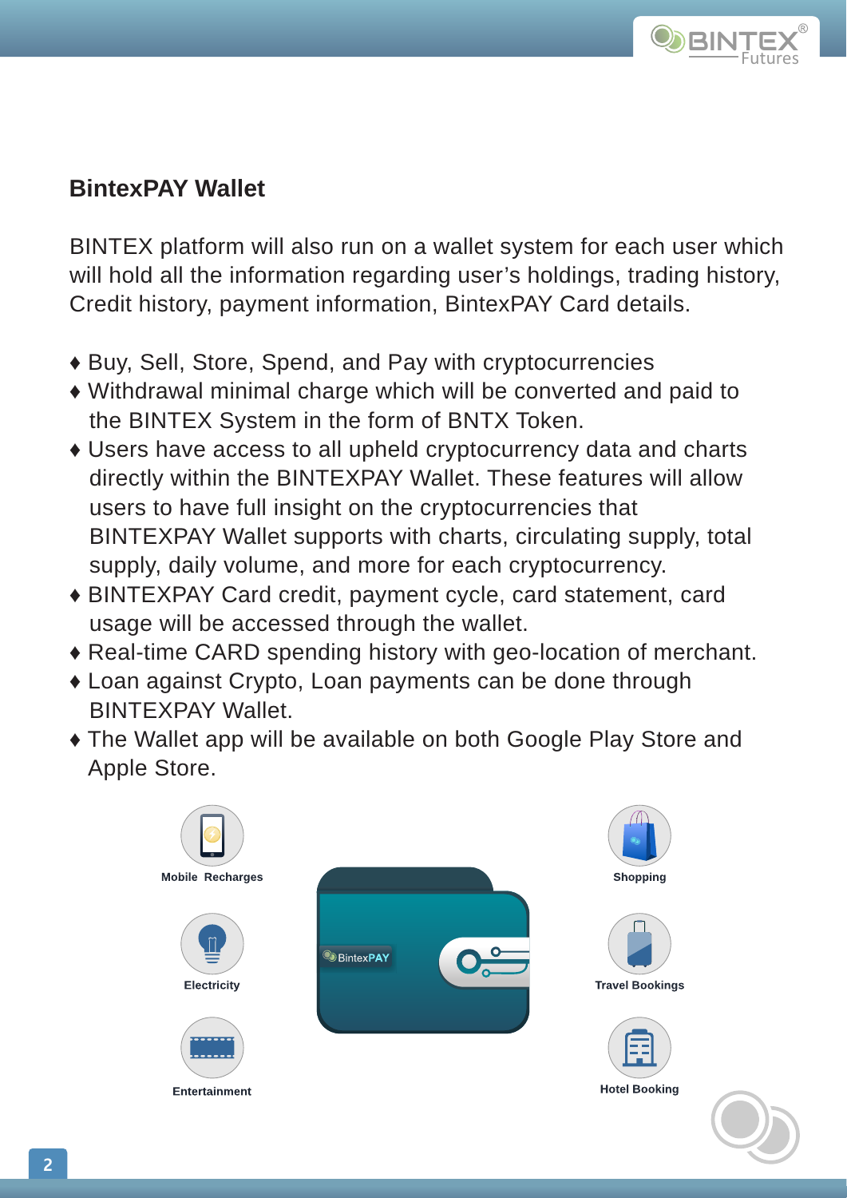## BintexPAY Wallet

BINTEX platform will also run on a wallet system for each user which will hold all the information regarding user's holdings, trading history, Credit history, payment information, BintexPAY Card details.

- Buy, Sell, Store, Spend, and Pay with cryptocurrencies
- Withdrawal minimal charge which will be converted and paid to the BINTEX System in the form of BNTX Token.
- Users have access to all upheld cryptocurrency data and charts directly within the BINTEXPAY Wallet. These features will allow users to have full insight on the cryptocurrencies that BINTEXPAY Wallet supports with charts, circulating supply, total supply, daily volume, and more for each cryptocurrency.
- BINTEXPAY Card credit, payment cycle, card statement, card usage will be accessed through the wallet.
- Real-time CARD spending history with geo-location of merchant.
- Loan against Crypto, Loan payments can be done through BINTEXPAY Wallet.
- The Wallet app will be available on both Google Play Store and Apple Store.

Mobile Recharges

Electricity

Entertainment

BintexPAY

Shopping

Travel Bookings

Hotel Booking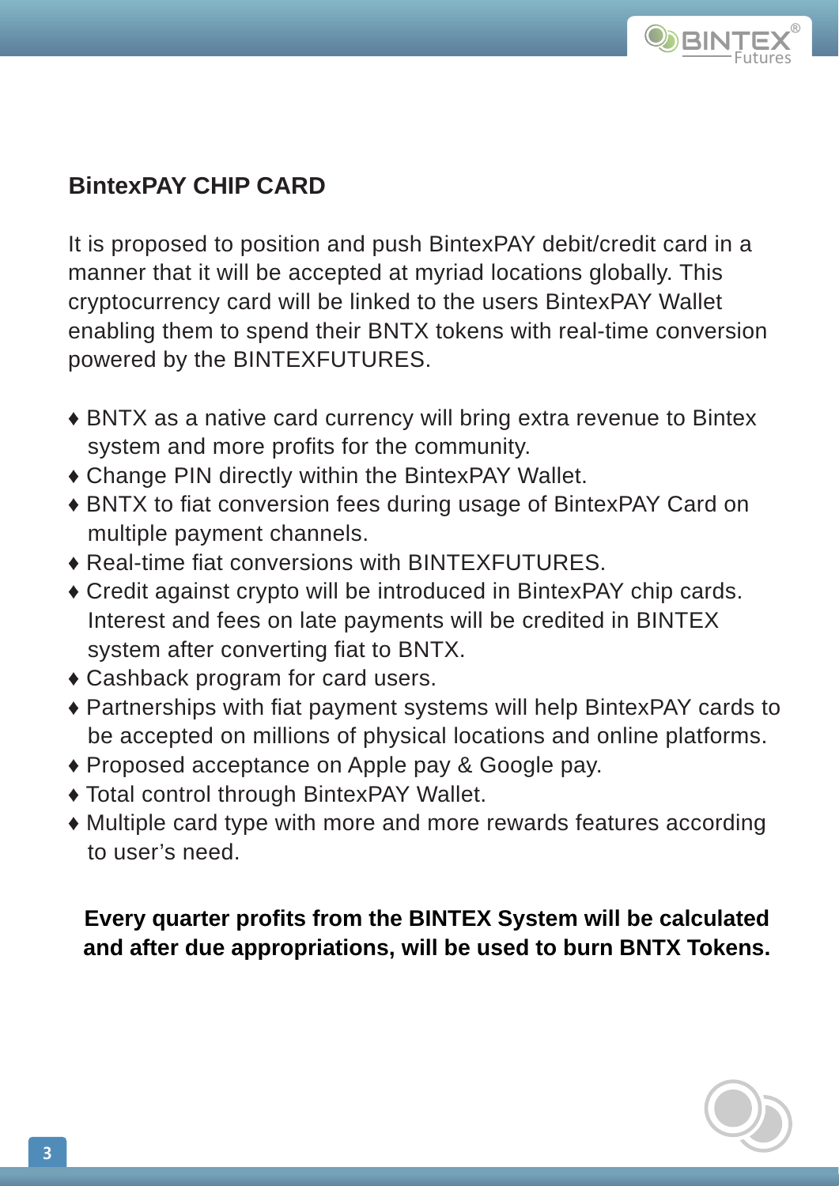## BintexPAY CHIP CARD

It is proposed to position and push BintexPAY debit/credit card in a manner that it will be accepted at myriad locations globally. This cryptocurrency card will be linked to the users BintexPAY Wallet enabling them to spend their BNTX tokens with real-time conversion powered by the BINTEXFUTURES.

- BNTX as a native card currency will bring extra revenue to Bintex system and more profits for the community.
- Change PIN directly within the BintexPAY Wallet.
- BNTX to fiat conversion fees during usage of BintexPAY Card on multiple payment channels.
- Real-time fiat conversions with BINTEXFUTURES.
- Credit against crypto will be introduced in BintexPAY chip cards. Interest and fees on late payments will be credited in BINTEX system after converting fiat to BNTX.
- Cashback program for card users.
- Partnerships with fiat payment systems will help BintexPAY cards to be accepted on millions of physical locations and online platforms.
- Proposed acceptance on Apple pay & Google pay.
- Total control through BintexPAY Wallet.
- Multiple card type with more and more rewards features according to user's need.

**Every quarter profits from the BINTEX System will be calculated and after due appropriations, will be used to burn BNTX Tokens.**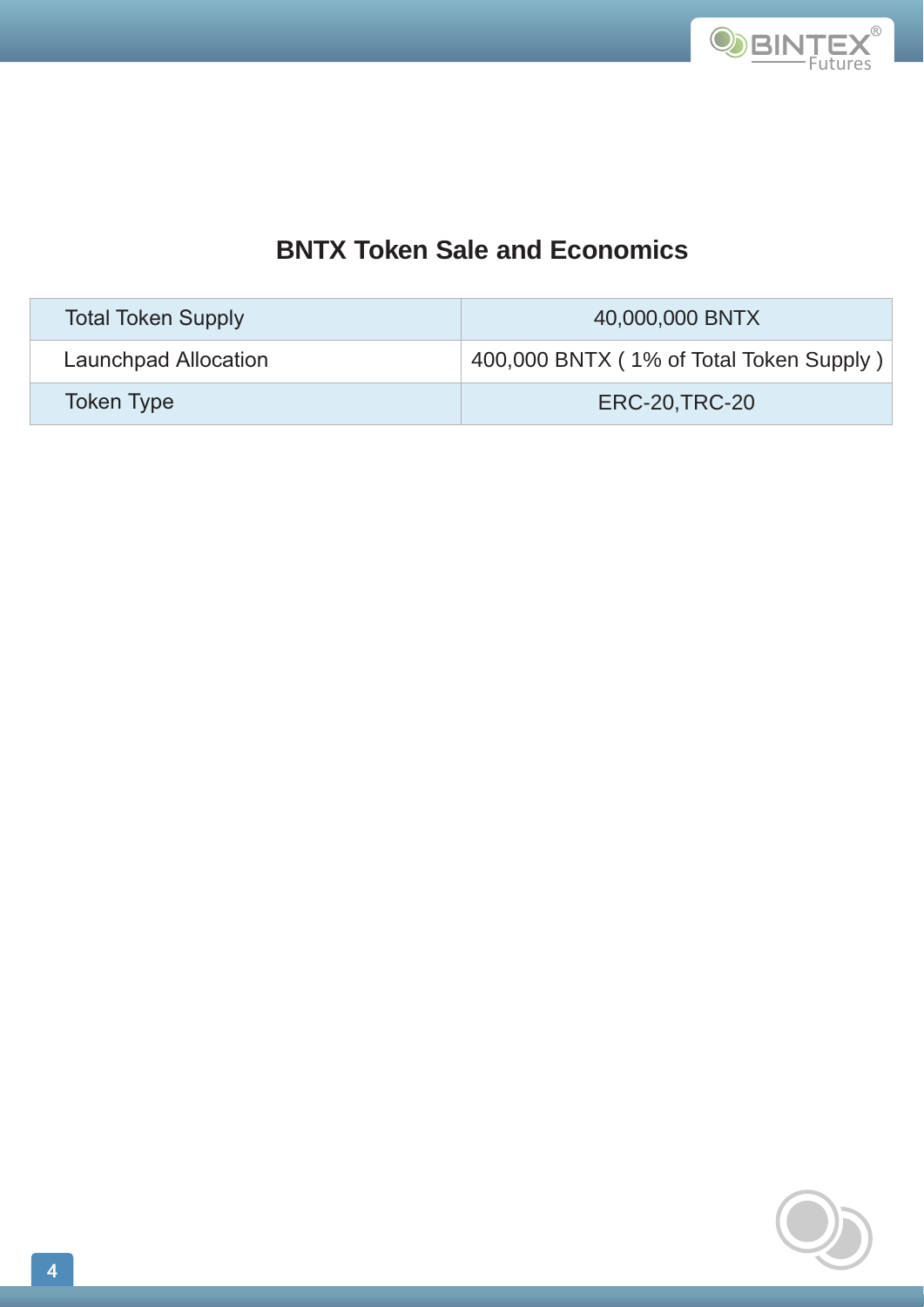## BNTX Token Sale and Economics

| Total Token Supply | 40,000,000 BNTX |
|---|---|
| Launchpad Allocation | 400,000 BNTX ( 1% of Total Token Supply ) |
| Token Type | ERC-20,TRC-20 |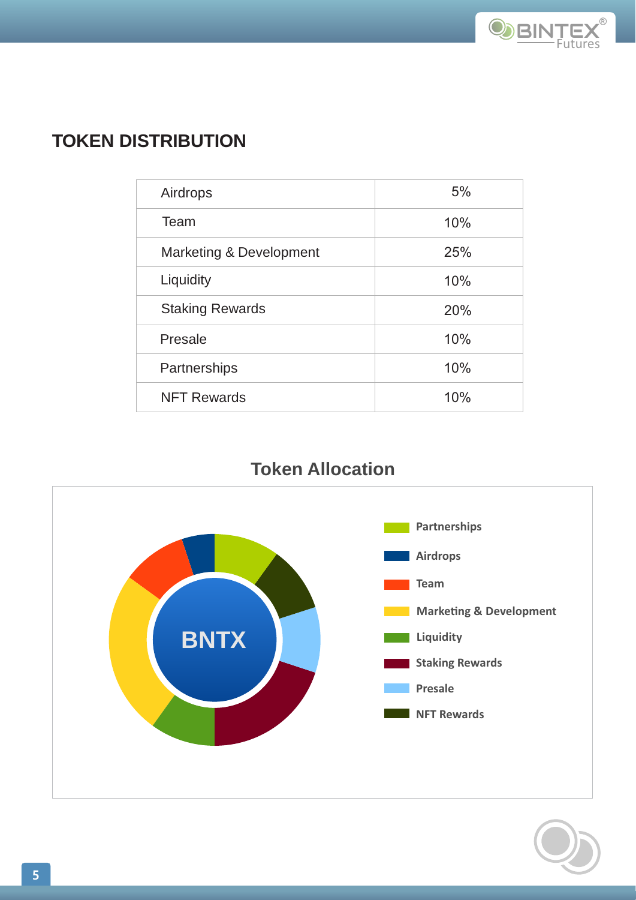## TOKEN DISTRIBUTION

| Airdrops | 5% |
|---|---|
| Team | 10% |
| Marketing & Development | 25% |
| Liquidity | 10% |
| Staking Rewards | 20% |
| Presale | 10% |
| Partnerships | 10% |
| NFT Rewards | 10% |

### Token Allocation

BNTX

- Partnerships
- Airdrops
- Team
- Marketing & Development
- Liquidity
- Staking Rewards
- Presale
- NFT Rewards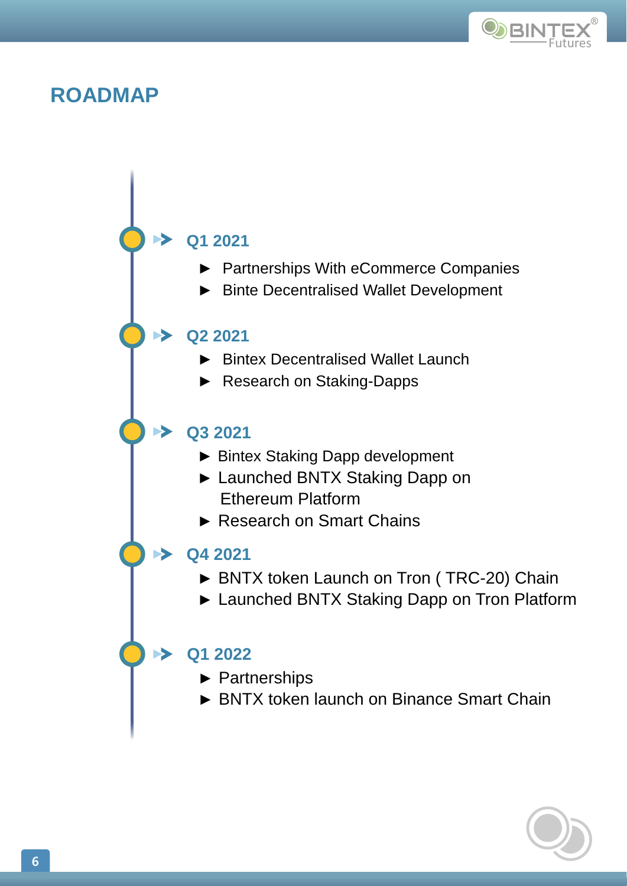# ROADMAP

### Q1 2021

- Partnerships With eCommerce Companies
- Binte Decentralised Wallet Development

### Q2 2021

- Bintex Decentralised Wallet Launch
- Research on Staking-Dapps

### Q3 2021

- Bintex Staking Dapp development
- Launched BNTX Staking Dapp on Ethereum Platform
- Research on Smart Chains

### Q4 2021

- BNTX token Launch on Tron ( TRC-20) Chain
- Launched BNTX Staking Dapp on Tron Platform

### Q1 2022

- Partnerships
- BNTX token launch on Binance Smart Chain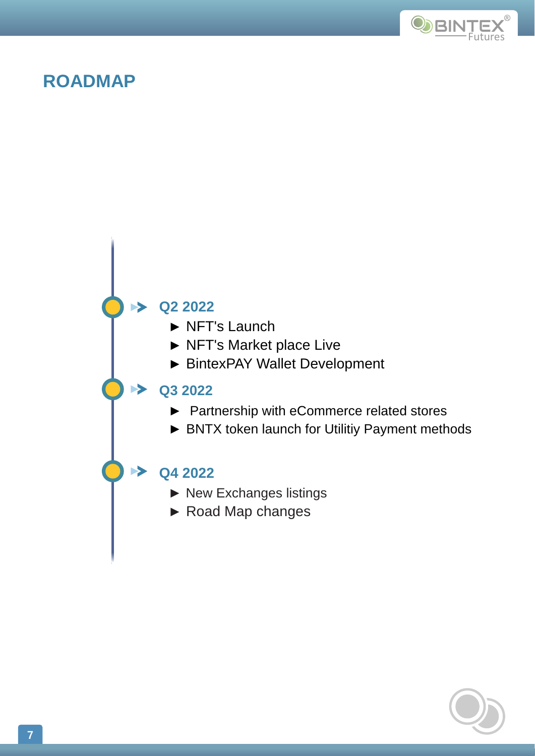# ROADMAP

### Q2 2022

- NFT's Launch
- NFT's Market place Live
- BintexPAY Wallet Development

### Q3 2022

- Partnership with eCommerce related stores
- BNTX token launch for Utilitiy Payment methods

### Q4 2022

- New Exchanges listings
- Road Map changes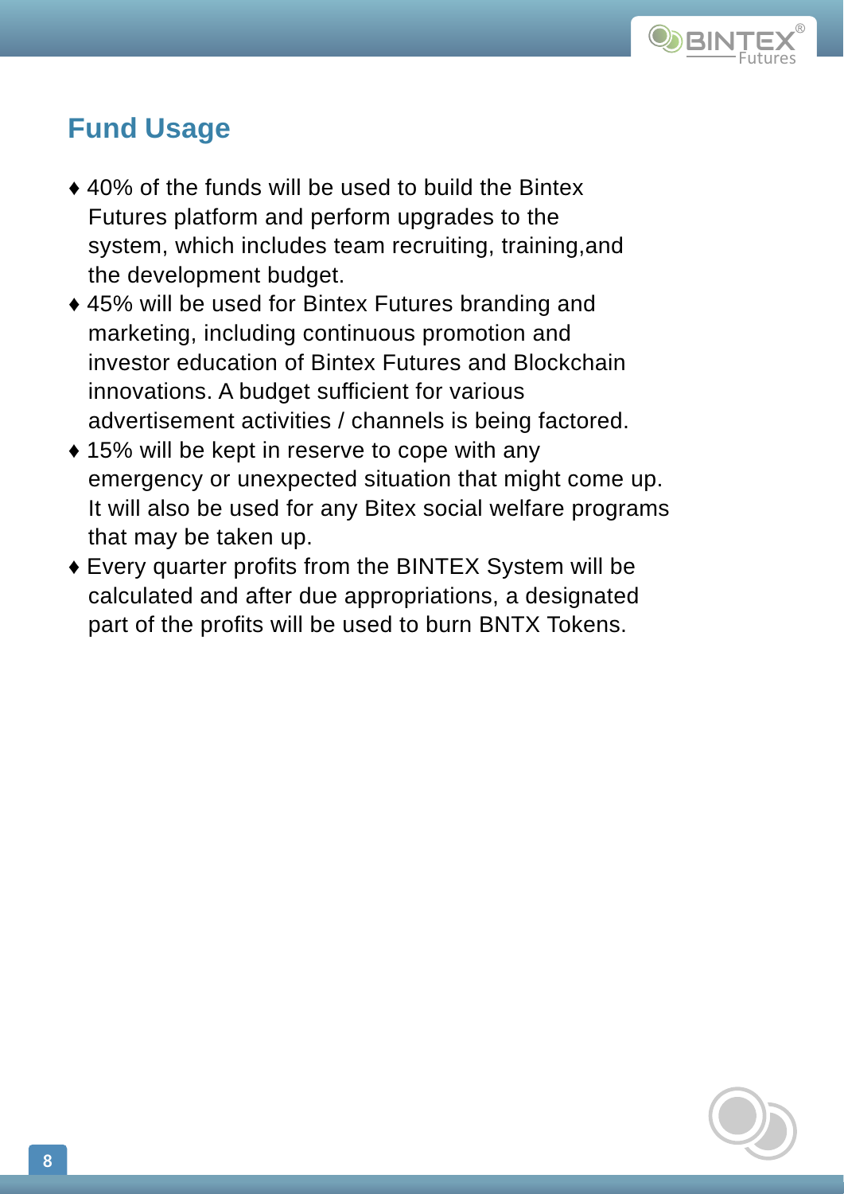## Fund Usage

- 40% of the funds will be used to build the Bintex Futures platform and perform upgrades to the system, which includes team recruiting, training,and the development budget.
- 45% will be used for Bintex Futures branding and marketing, including continuous promotion and investor education of Bintex Futures and Blockchain innovations. A budget sufficient for various advertisement activities / channels is being factored.
- 15% will be kept in reserve to cope with any emergency or unexpected situation that might come up. It will also be used for any Bitex social welfare programs that may be taken up.
- Every quarter profits from the BINTEX System will be calculated and after due appropriations, a designated part of the profits will be used to burn BNTX Tokens.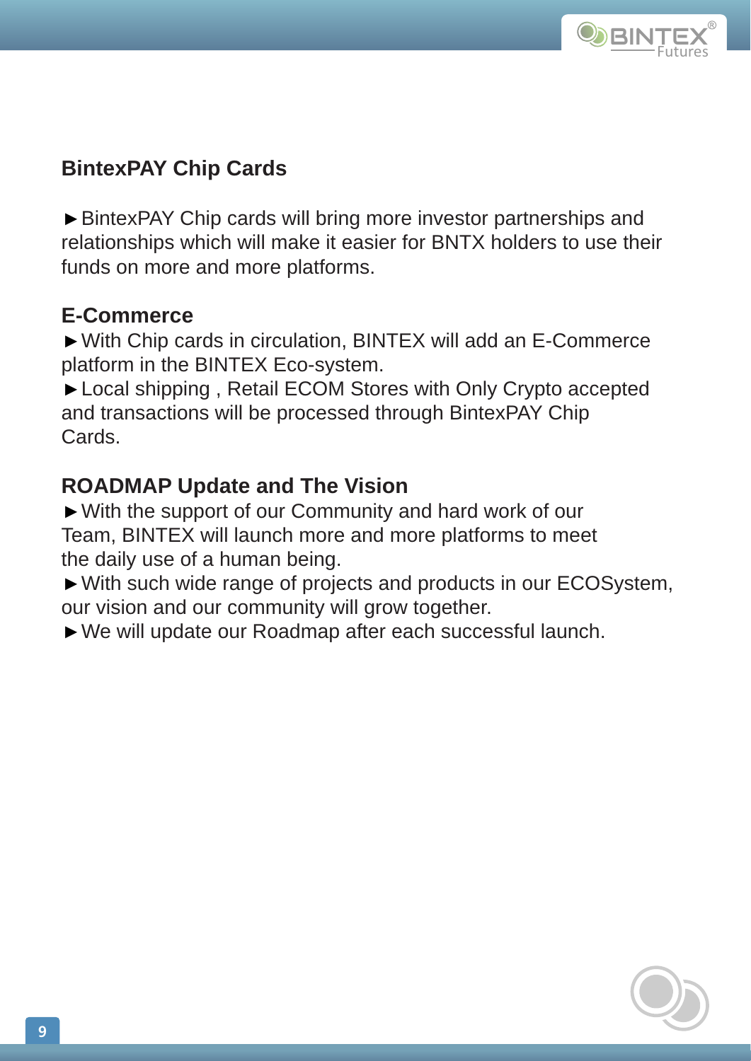## BintexPAY Chip Cards

►BintexPAY Chip cards will bring more investor partnerships and relationships which will make it easier for BNTX holders to use their funds on more and more platforms.

## E-Commerce

►With Chip cards in circulation, BINTEX will add an E-Commerce platform in the BINTEX Eco-system.

►Local shipping , Retail ECOM Stores with Only Crypto accepted and transactions will be processed through BintexPAY Chip Cards.

## ROADMAP Update and The Vision

►With the support of our Community and hard work of our Team, BINTEX will launch more and more platforms to meet the daily use of a human being.

►With such wide range of projects and products in our ECOSystem, our vision and our community will grow together.

►We will update our Roadmap after each successful launch.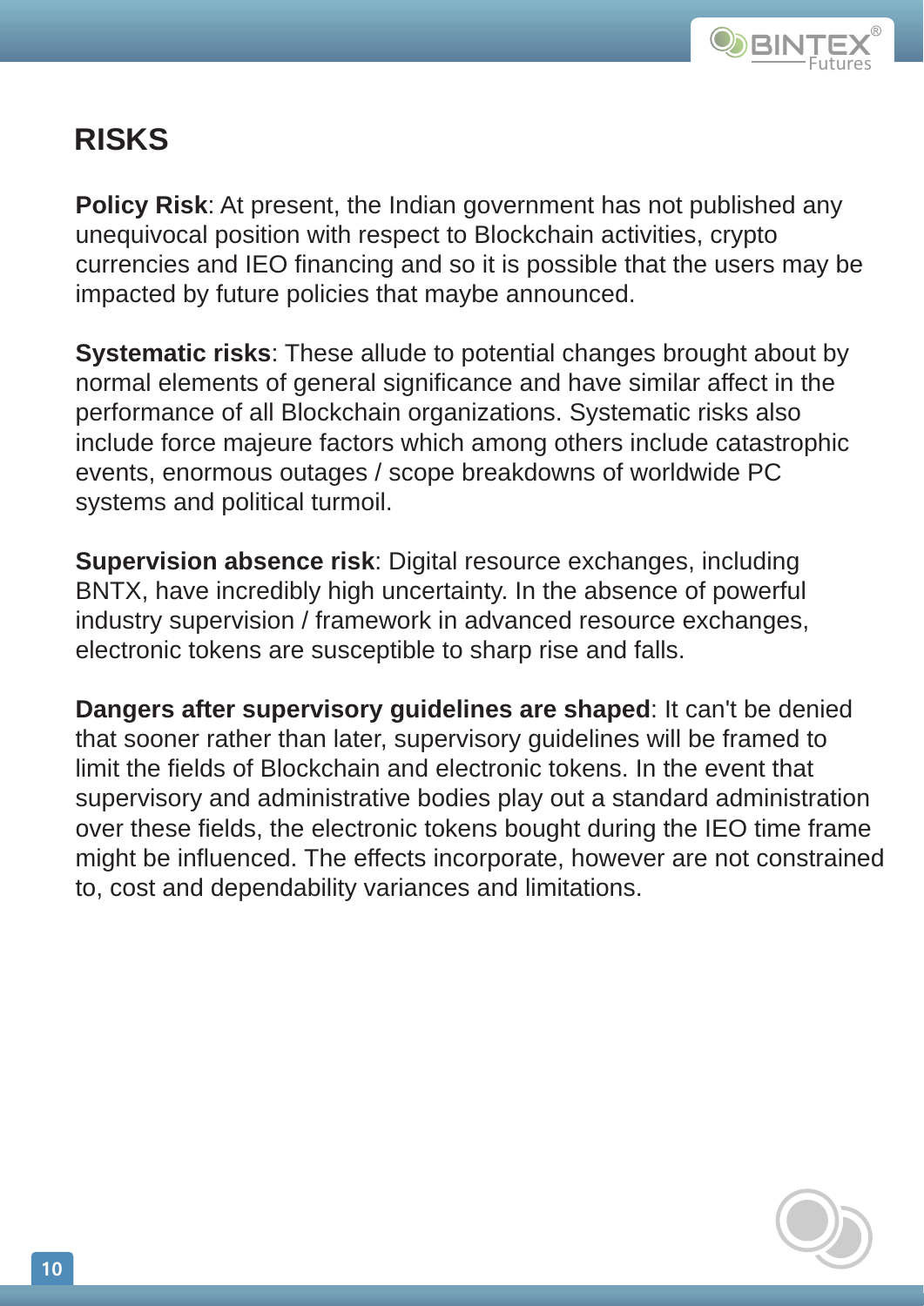## RISKS

**Policy Risk**: At present, the Indian government has not published any unequivocal position with respect to Blockchain activities, crypto currencies and IEO financing and so it is possible that the users may be impacted by future policies that maybe announced.

**Systematic risks**: These allude to potential changes brought about by normal elements of general significance and have similar affect in the performance of all Blockchain organizations. Systematic risks also include force majeure factors which among others include catastrophic events, enormous outages / scope breakdowns of worldwide PC systems and political turmoil.

**Supervision absence risk**: Digital resource exchanges, including BNTX, have incredibly high uncertainty. In the absence of powerful industry supervision / framework in advanced resource exchanges, electronic tokens are susceptible to sharp rise and falls.

**Dangers after supervisory guidelines are shaped**: It can't be denied that sooner rather than later, supervisory guidelines will be framed to limit the fields of Blockchain and electronic tokens. In the event that supervisory and administrative bodies play out a standard administration over these fields, the electronic tokens bought during the IEO time frame might be influenced. The effects incorporate, however are not constrained to, cost and dependability variances and limitations.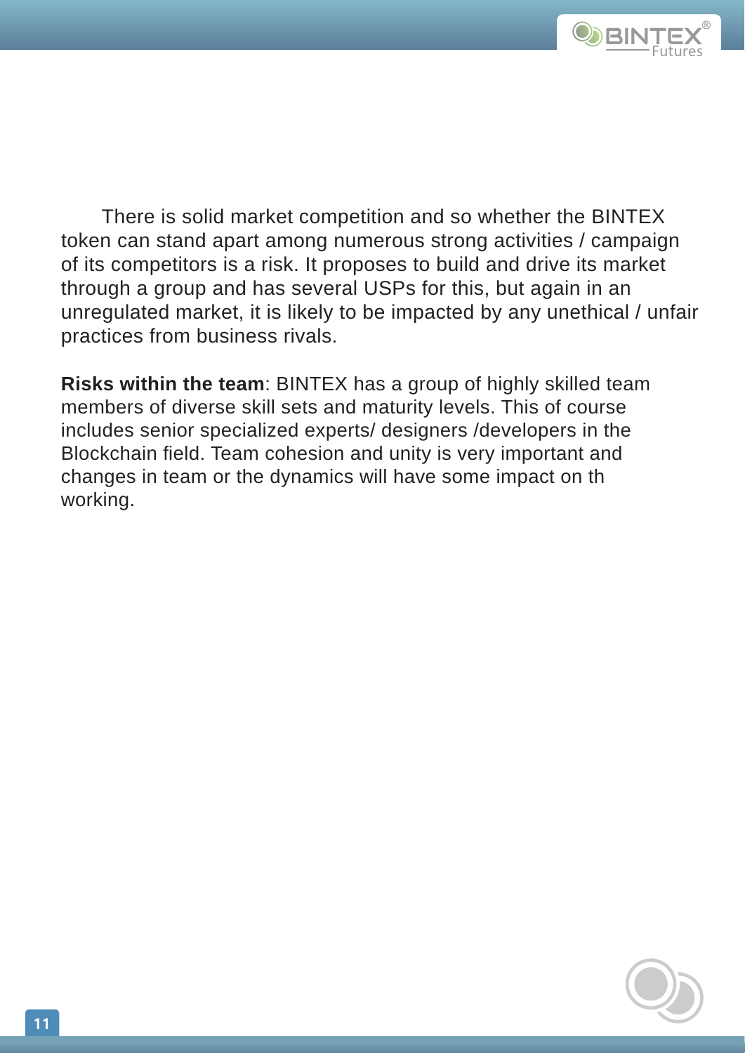There is solid market competition and so whether the BINTEX token can stand apart among numerous strong activities / campaign of its competitors is a risk. It proposes to build and drive its market through a group and has several USPs for this, but again in an unregulated market, it is likely to be impacted by any unethical / unfair practices from business rivals.

**Risks within the team**: BINTEX has a group of highly skilled team members of diverse skill sets and maturity levels. This of course includes senior specialized experts/ designers /developers in the Blockchain field. Team cohesion and unity is very important and changes in team or the dynamics will have some impact on th working.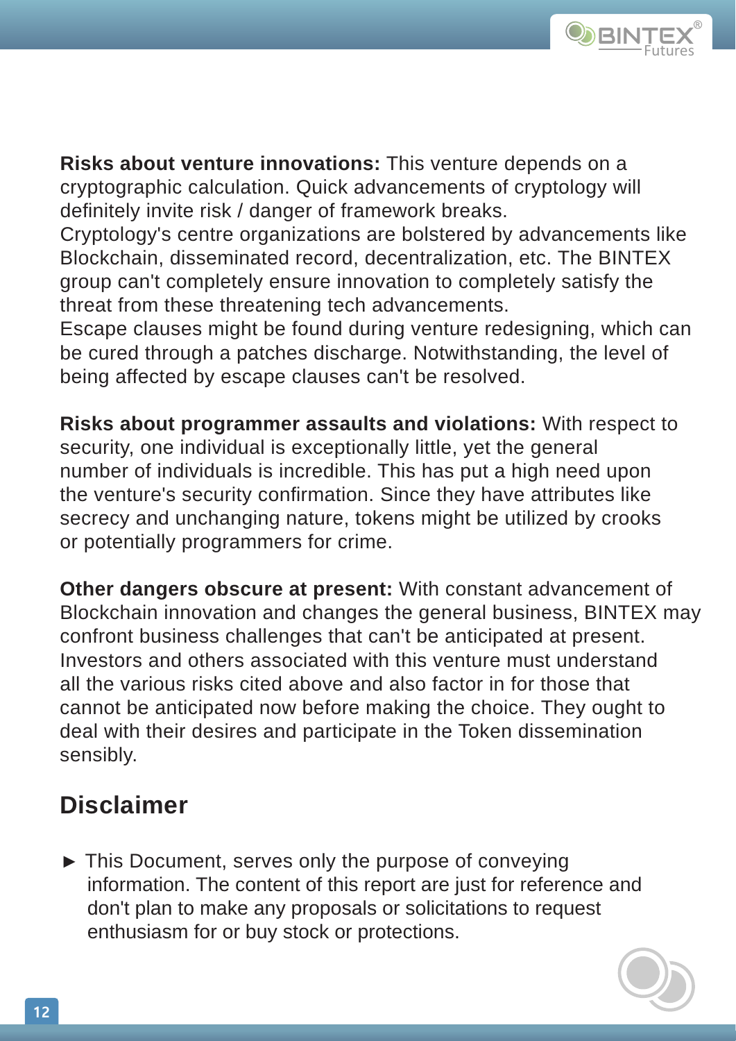**Risks about venture innovations:** This venture depends on a cryptographic calculation. Quick advancements of cryptology will definitely invite risk / danger of framework breaks.
Cryptology's centre organizations are bolstered by advancements like Blockchain, disseminated record, decentralization, etc. The BINTEX group can't completely ensure innovation to completely satisfy the threat from these threatening tech advancements.
Escape clauses might be found during venture redesigning, which can be cured through a patches discharge. Notwithstanding, the level of being affected by escape clauses can't be resolved.

**Risks about programmer assaults and violations:** With respect to security, one individual is exceptionally little, yet the general number of individuals is incredible. This has put a high need upon the venture's security confirmation. Since they have attributes like secrecy and unchanging nature, tokens might be utilized by crooks or potentially programmers for crime.

**Other dangers obscure at present:** With constant advancement of Blockchain innovation and changes the general business, BINTEX may confront business challenges that can't be anticipated at present. Investors and others associated with this venture must understand all the various risks cited above and also factor in for those that cannot be anticipated now before making the choice. They ought to deal with their desires and participate in the Token dissemination sensibly.

## Disclaimer

► This Document, serves only the purpose of conveying information. The content of this report are just for reference and don't plan to make any proposals or solicitations to request enthusiasm for or buy stock or protections.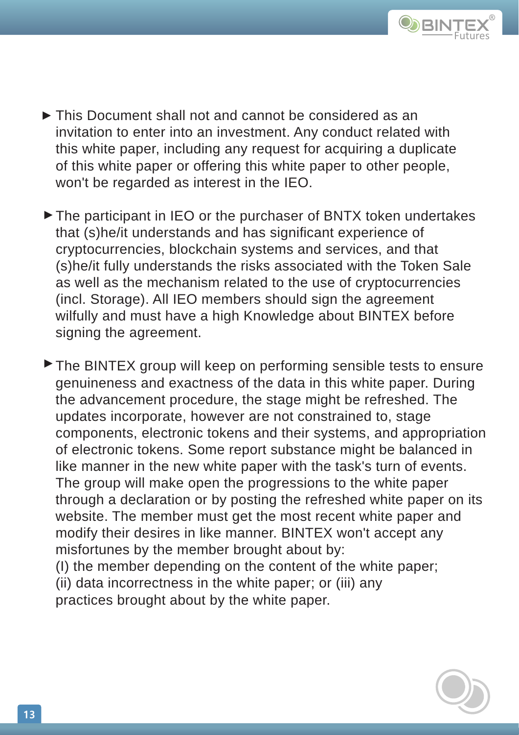- This Document shall not and cannot be considered as an invitation to enter into an investment. Any conduct related with this white paper, including any request for acquiring a duplicate of this white paper or offering this white paper to other people, won't be regarded as interest in the IEO.

- The participant in IEO or the purchaser of BNTX token undertakes that (s)he/it understands and has significant experience of cryptocurrencies, blockchain systems and services, and that (s)he/it fully understands the risks associated with the Token Sale as well as the mechanism related to the use of cryptocurrencies (incl. Storage). All IEO members should sign the agreement wilfully and must have a high Knowledge about BINTEX before signing the agreement.

- The BINTEX group will keep on performing sensible tests to ensure genuineness and exactness of the data in this white paper. During the advancement procedure, the stage might be refreshed. The updates incorporate, however are not constrained to, stage components, electronic tokens and their systems, and appropriation of electronic tokens. Some report substance might be balanced in like manner in the new white paper with the task's turn of events. The group will make open the progressions to the white paper through a declaration or by posting the refreshed white paper on its website. The member must get the most recent white paper and modify their desires in like manner. BINTEX won't accept any misfortunes by the member brought about by:
  (I) the member depending on the content of the white paper;
  (ii) data incorrectness in the white paper; or (iii) any practices brought about by the white paper.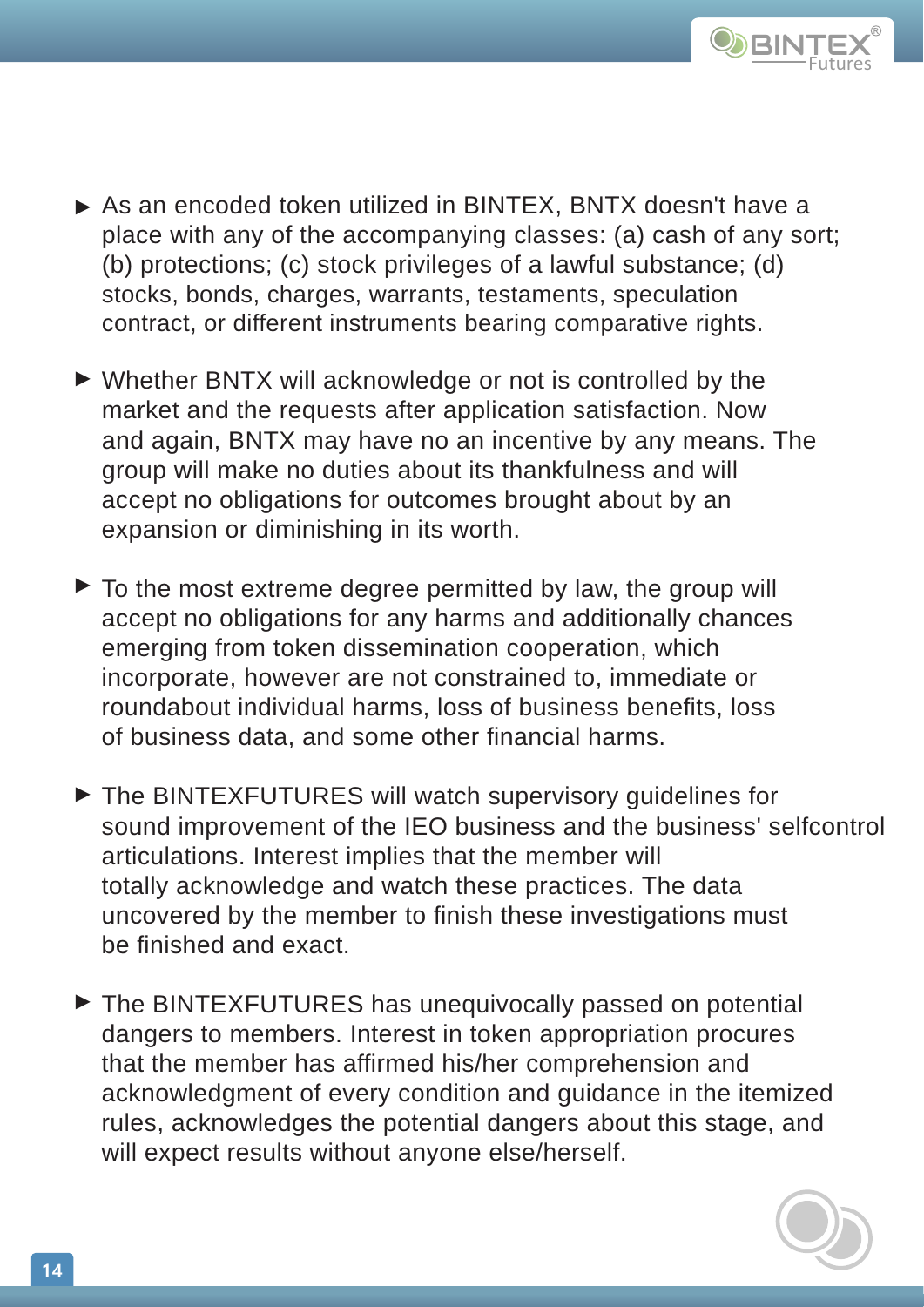- As an encoded token utilized in BINTEX, BNTX doesn't have a place with any of the accompanying classes: (a) cash of any sort; (b) protections; (c) stock privileges of a lawful substance; (d) stocks, bonds, charges, warrants, testaments, speculation contract, or different instruments bearing comparative rights.

- Whether BNTX will acknowledge or not is controlled by the market and the requests after application satisfaction. Now and again, BNTX may have no an incentive by any means. The group will make no duties about its thankfulness and will accept no obligations for outcomes brought about by an expansion or diminishing in its worth.

- To the most extreme degree permitted by law, the group will accept no obligations for any harms and additionally chances emerging from token dissemination cooperation, which incorporate, however are not constrained to, immediate or roundabout individual harms, loss of business benefits, loss of business data, and some other financial harms.

- The BINTEXFUTURES will watch supervisory guidelines for sound improvement of the IEO business and the business' selfcontrol articulations. Interest implies that the member will totally acknowledge and watch these practices. The data uncovered by the member to finish these investigations must be finished and exact.

- The BINTEXFUTURES has unequivocally passed on potential dangers to members. Interest in token appropriation procures that the member has affirmed his/her comprehension and acknowledgment of every condition and guidance in the itemized rules, acknowledges the potential dangers about this stage, and will expect results without anyone else/herself.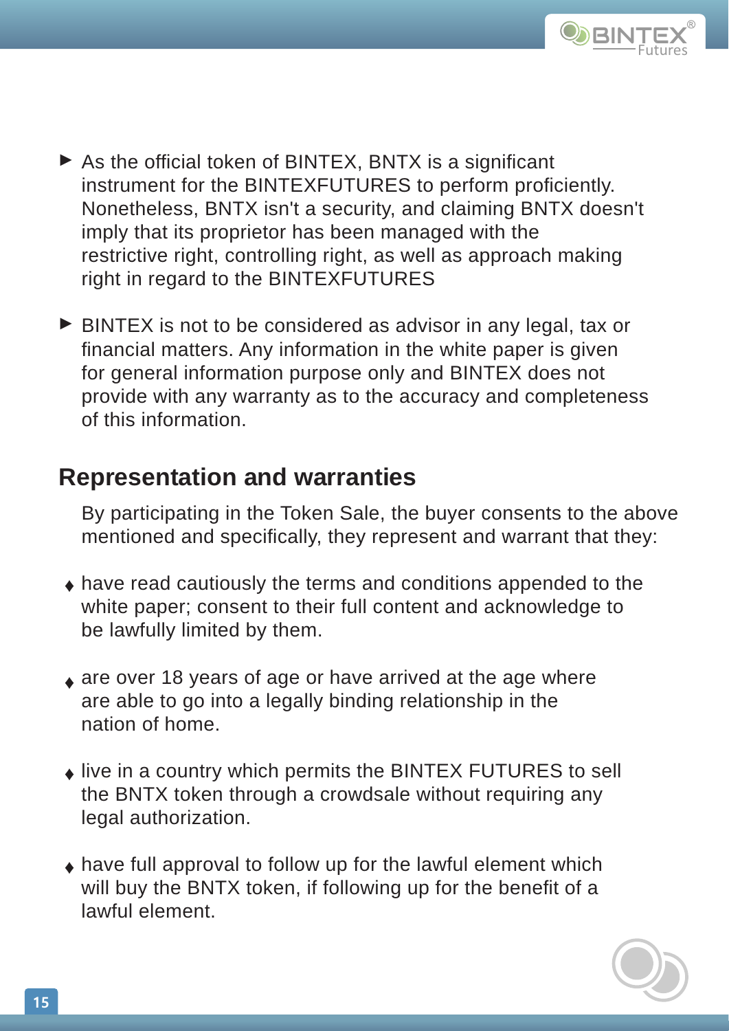- As the official token of BINTEX, BNTX is a significant instrument for the BINTEXFUTURES to perform proficiently. Nonetheless, BNTX isn't a security, and claiming BNTX doesn't imply that its proprietor has been managed with the restrictive right, controlling right, as well as approach making right in regard to the BINTEXFUTURES

- BINTEX is not to be considered as advisor in any legal, tax or financial matters. Any information in the white paper is given for general information purpose only and BINTEX does not provide with any warranty as to the accuracy and completeness of this information.

## Representation and warranties

By participating in the Token Sale, the buyer consents to the above mentioned and specifically, they represent and warrant that they:

- have read cautiously the terms and conditions appended to the white paper; consent to their full content and acknowledge to be lawfully limited by them.

- are over 18 years of age or have arrived at the age where are able to go into a legally binding relationship in the nation of home.

- live in a country which permits the BINTEX FUTURES to sell the BNTX token through a crowdsale without requiring any legal authorization.

- have full approval to follow up for the lawful element which will buy the BNTX token, if following up for the benefit of a lawful element.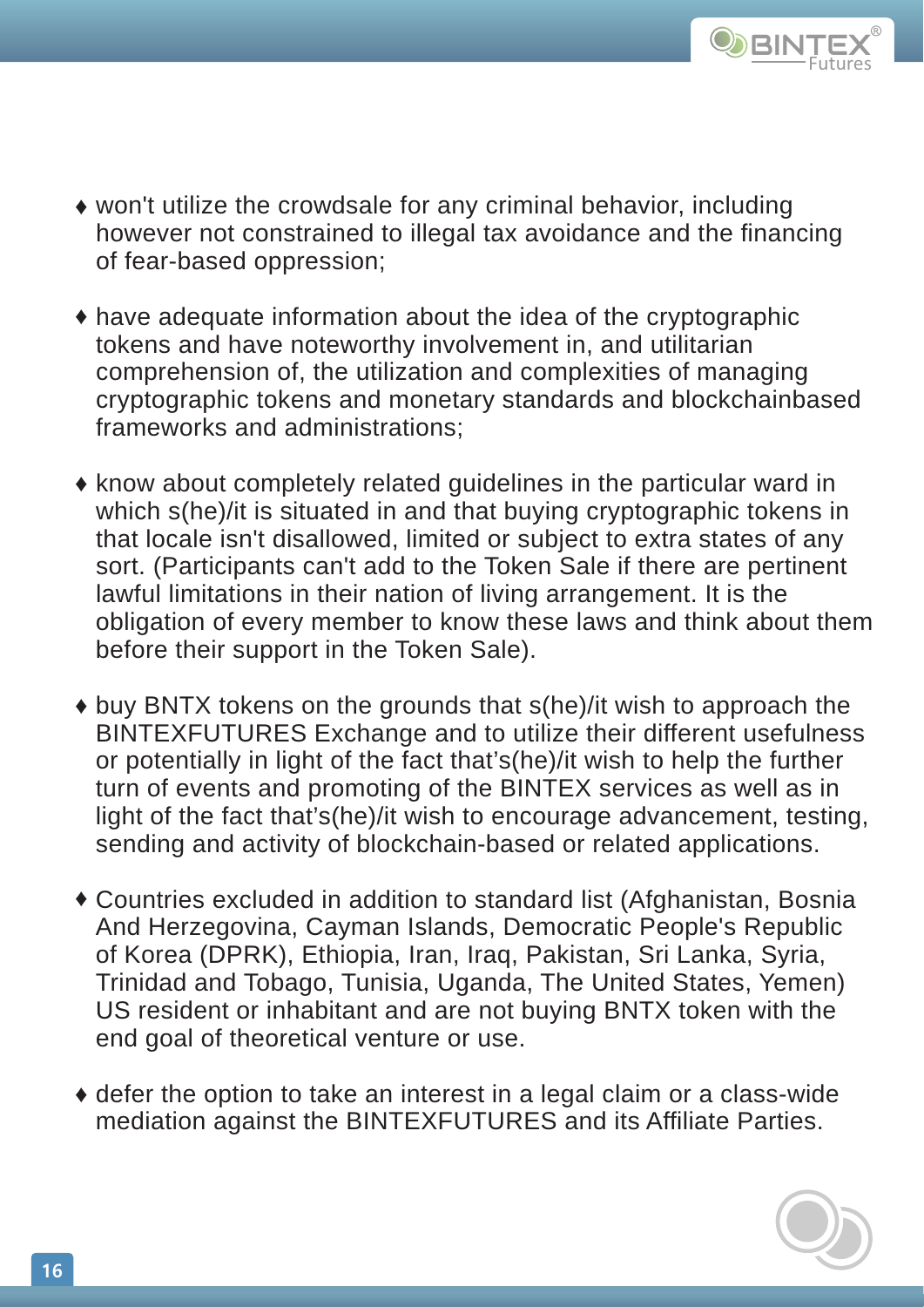- won't utilize the crowdsale for any criminal behavior, including however not constrained to illegal tax avoidance and the financing of fear-based oppression;

- have adequate information about the idea of the cryptographic tokens and have noteworthy involvement in, and utilitarian comprehension of, the utilization and complexities of managing cryptographic tokens and monetary standards and blockchainbased frameworks and administrations;

- know about completely related guidelines in the particular ward in which s(he)/it is situated in and that buying cryptographic tokens in that locale isn't disallowed, limited or subject to extra states of any sort. (Participants can't add to the Token Sale if there are pertinent lawful limitations in their nation of living arrangement. It is the obligation of every member to know these laws and think about them before their support in the Token Sale).

- buy BNTX tokens on the grounds that s(he)/it wish to approach the BINTEXFUTURES Exchange and to utilize their different usefulness or potentially in light of the fact that's(he)/it wish to help the further turn of events and promoting of the BINTEX services as well as in light of the fact that's(he)/it wish to encourage advancement, testing, sending and activity of blockchain-based or related applications.

- Countries excluded in addition to standard list (Afghanistan, Bosnia And Herzegovina, Cayman Islands, Democratic People's Republic of Korea (DPRK), Ethiopia, Iran, Iraq, Pakistan, Sri Lanka, Syria, Trinidad and Tobago, Tunisia, Uganda, The United States, Yemen) US resident or inhabitant and are not buying BNTX token with the end goal of theoretical venture or use.

- defer the option to take an interest in a legal claim or a class-wide mediation against the BINTEXFUTURES and its Affiliate Parties.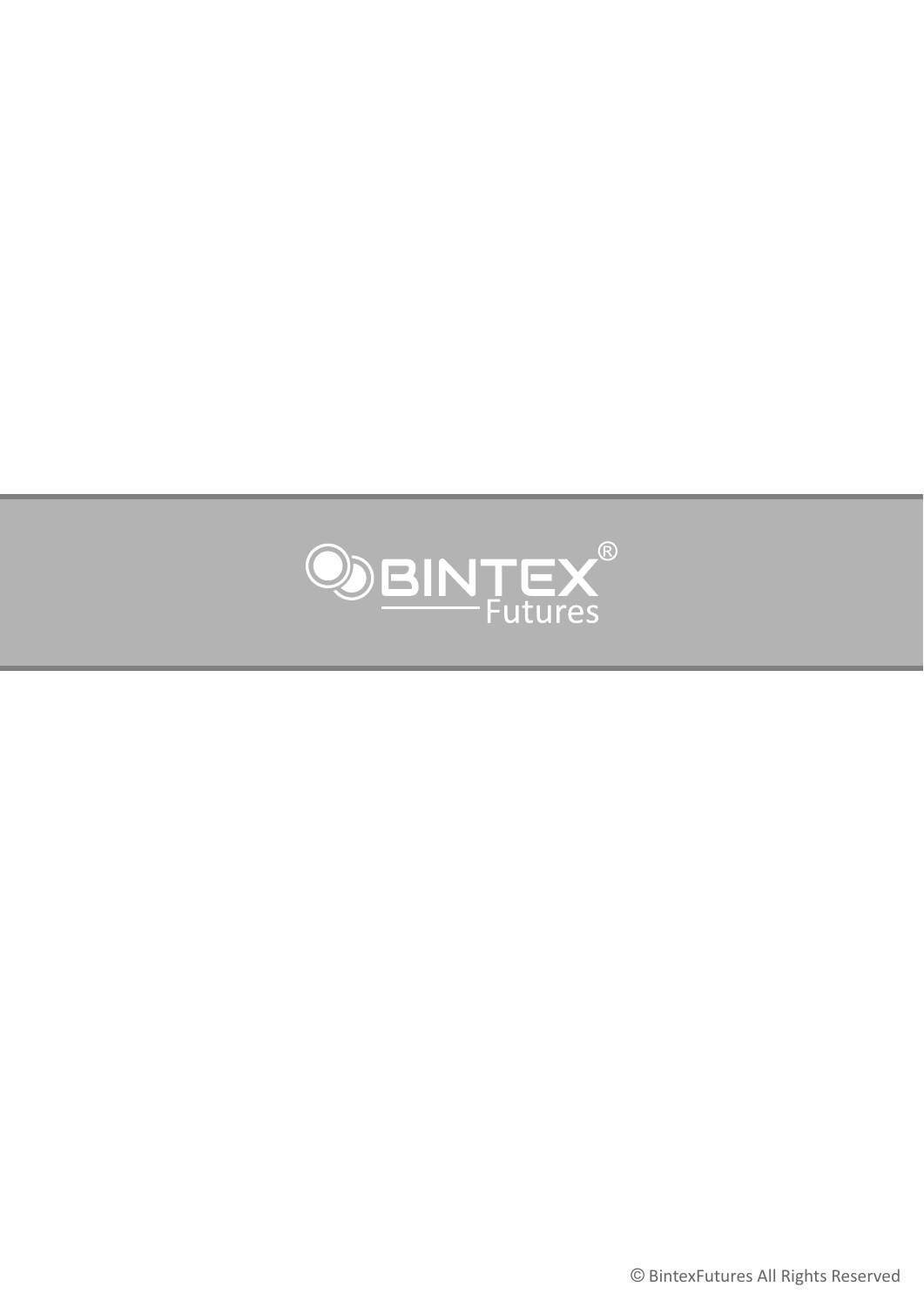BINTEX®

Futures

© BintexFutures All Rights Reserved